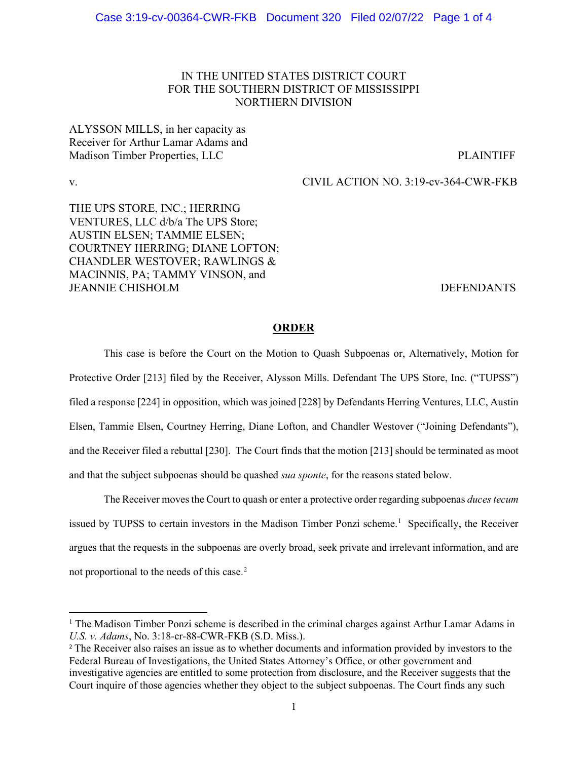IN THE UNITED STATES DISTRICT COURT
FOR THE SOUTHERN DISTRICT OF MISSISSIPPI
NORTHERN DIVISION

ALYSSON MILLS, in her capacity as Receiver for Arthur Lamar Adams and Madison Timber Properties, LLC — PLAINTIFF

v. — CIVIL ACTION NO. 3:19-cv-364-CWR-FKB

THE UPS STORE, INC.; HERRING VENTURES, LLC d/b/a The UPS Store; AUSTIN ELSEN; TAMMIE ELSEN; COURTNEY HERRING; DIANE LOFTON; CHANDLER WESTOVER; RAWLINGS & MACINNIS, PA; TAMMY VINSON, and JEANNIE CHISHOLM — DEFENDANTS

## ORDER

This case is before the Court on the Motion to Quash Subpoenas or, Alternatively, Motion for Protective Order [213] filed by the Receiver, Alysson Mills. Defendant The UPS Store, Inc. ("TUPSS") filed a response [224] in opposition, which was joined [228] by Defendants Herring Ventures, LLC, Austin Elsen, Tammie Elsen, Courtney Herring, Diane Lofton, and Chandler Westover ("Joining Defendants"), and the Receiver filed a rebuttal [230]. The Court finds that the motion [213] should be terminated as moot and that the subject subpoenas should be quashed *sua sponte*, for the reasons stated below.

The Receiver moves the Court to quash or enter a protective order regarding subpoenas *duces tecum* issued by TUPSS to certain investors in the Madison Timber Ponzi scheme.[1] Specifically, the Receiver argues that the requests in the subpoenas are overly broad, seek private and irrelevant information, and are not proportional to the needs of this case.[2]

---

[1] The Madison Timber Ponzi scheme is described in the criminal charges against Arthur Lamar Adams in *U.S. v. Adams*, No. 3:18-cr-88-CWR-FKB (S.D. Miss.).

[2] The Receiver also raises an issue as to whether documents and information provided by investors to the Federal Bureau of Investigations, the United States Attorney's Office, or other government and investigative agencies are entitled to some protection from disclosure, and the Receiver suggests that the Court inquire of those agencies whether they object to the subject subpoenas. The Court finds any such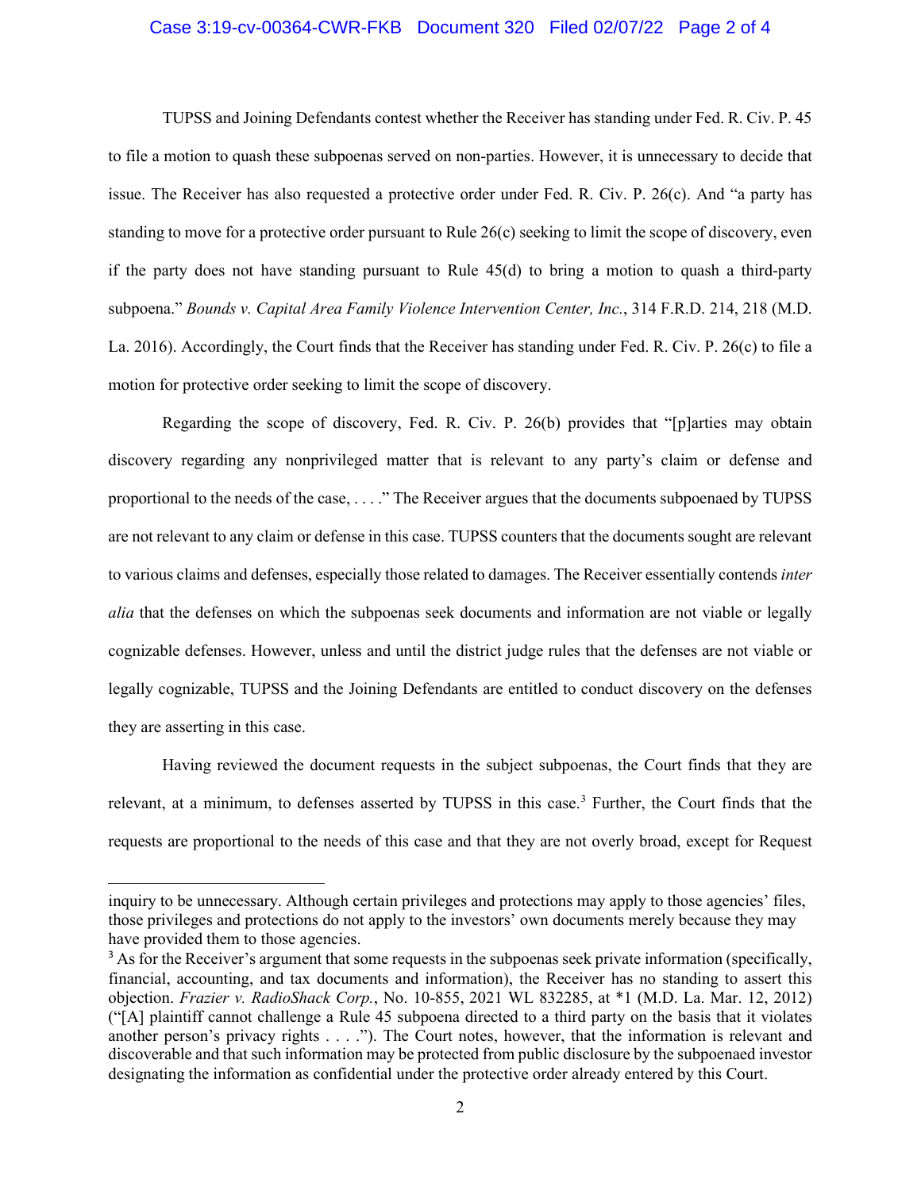TUPSS and Joining Defendants contest whether the Receiver has standing under Fed. R. Civ. P. 45 to file a motion to quash these subpoenas served on non-parties. However, it is unnecessary to decide that issue. The Receiver has also requested a protective order under Fed. R. Civ. P. 26(c). And "a party has standing to move for a protective order pursuant to Rule 26(c) seeking to limit the scope of discovery, even if the party does not have standing pursuant to Rule 45(d) to bring a motion to quash a third-party subpoena." *Bounds v. Capital Area Family Violence Intervention Center, Inc.*, 314 F.R.D. 214, 218 (M.D. La. 2016). Accordingly, the Court finds that the Receiver has standing under Fed. R. Civ. P. 26(c) to file a motion for protective order seeking to limit the scope of discovery.

Regarding the scope of discovery, Fed. R. Civ. P. 26(b) provides that "[p]arties may obtain discovery regarding any nonprivileged matter that is relevant to any party's claim or defense and proportional to the needs of the case, . . . ." The Receiver argues that the documents subpoenaed by TUPSS are not relevant to any claim or defense in this case. TUPSS counters that the documents sought are relevant to various claims and defenses, especially those related to damages. The Receiver essentially contends *inter alia* that the defenses on which the subpoenas seek documents and information are not viable or legally cognizable defenses. However, unless and until the district judge rules that the defenses are not viable or legally cognizable, TUPSS and the Joining Defendants are entitled to conduct discovery on the defenses they are asserting in this case.

Having reviewed the document requests in the subject subpoenas, the Court finds that they are relevant, at a minimum, to defenses asserted by TUPSS in this case.[3] Further, the Court finds that the requests are proportional to the needs of this case and that they are not overly broad, except for Request

inquiry to be unnecessary. Although certain privileges and protections may apply to those agencies' files, those privileges and protections do not apply to the investors' own documents merely because they may have provided them to those agencies.

[3] As for the Receiver's argument that some requests in the subpoenas seek private information (specifically, financial, accounting, and tax documents and information), the Receiver has no standing to assert this objection. *Frazier v. RadioShack Corp.*, No. 10-855, 2021 WL 832285, at *1 (M.D. La. Mar. 12, 2012) ("[A] plaintiff cannot challenge a Rule 45 subpoena directed to a third party on the basis that it violates another person's privacy rights . . . ."). The Court notes, however, that the information is relevant and discoverable and that such information may be protected from public disclosure by the subpoenaed investor designating the information as confidential under the protective order already entered by this Court.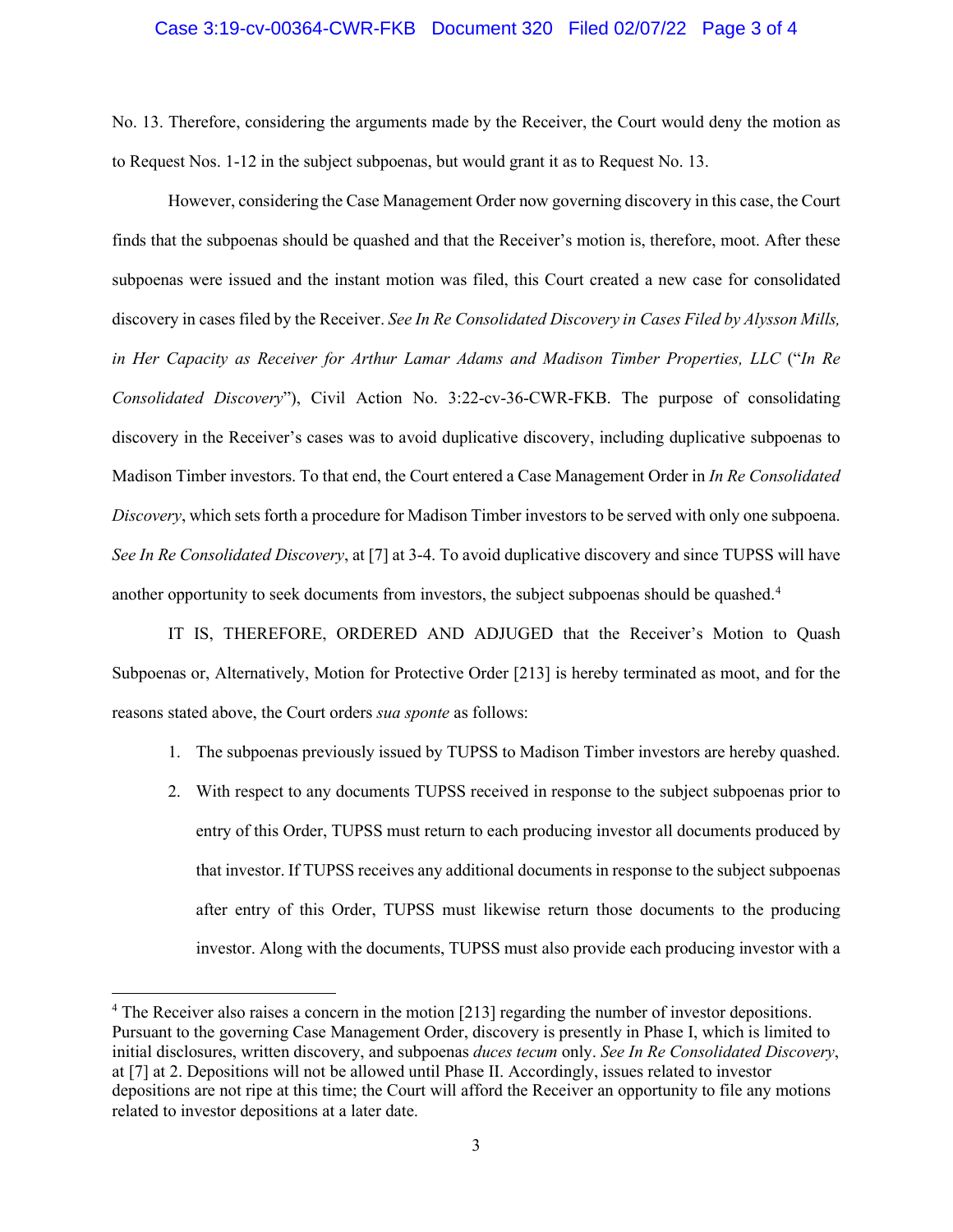No. 13. Therefore, considering the arguments made by the Receiver, the Court would deny the motion as to Request Nos. 1-12 in the subject subpoenas, but would grant it as to Request No. 13.

However, considering the Case Management Order now governing discovery in this case, the Court finds that the subpoenas should be quashed and that the Receiver's motion is, therefore, moot. After these subpoenas were issued and the instant motion was filed, this Court created a new case for consolidated discovery in cases filed by the Receiver. *See In Re Consolidated Discovery in Cases Filed by Alysson Mills, in Her Capacity as Receiver for Arthur Lamar Adams and Madison Timber Properties, LLC* ("*In Re Consolidated Discovery*"), Civil Action No. 3:22-cv-36-CWR-FKB. The purpose of consolidating discovery in the Receiver's cases was to avoid duplicative discovery, including duplicative subpoenas to Madison Timber investors. To that end, the Court entered a Case Management Order in *In Re Consolidated Discovery*, which sets forth a procedure for Madison Timber investors to be served with only one subpoena. *See In Re Consolidated Discovery*, at [7] at 3-4. To avoid duplicative discovery and since TUPSS will have another opportunity to seek documents from investors, the subject subpoenas should be quashed.[4]

IT IS, THEREFORE, ORDERED AND ADJUGED that the Receiver's Motion to Quash Subpoenas or, Alternatively, Motion for Protective Order [213] is hereby terminated as moot, and for the reasons stated above, the Court orders *sua sponte* as follows:

1. The subpoenas previously issued by TUPSS to Madison Timber investors are hereby quashed.
2. With respect to any documents TUPSS received in response to the subject subpoenas prior to entry of this Order, TUPSS must return to each producing investor all documents produced by that investor. If TUPSS receives any additional documents in response to the subject subpoenas after entry of this Order, TUPSS must likewise return those documents to the producing investor. Along with the documents, TUPSS must also provide each producing investor with a

---

[4] The Receiver also raises a concern in the motion [213] regarding the number of investor depositions. Pursuant to the governing Case Management Order, discovery is presently in Phase I, which is limited to initial disclosures, written discovery, and subpoenas *duces tecum* only. *See In Re Consolidated Discovery*, at [7] at 2. Depositions will not be allowed until Phase II. Accordingly, issues related to investor depositions are not ripe at this time; the Court will afford the Receiver an opportunity to file any motions related to investor depositions at a later date.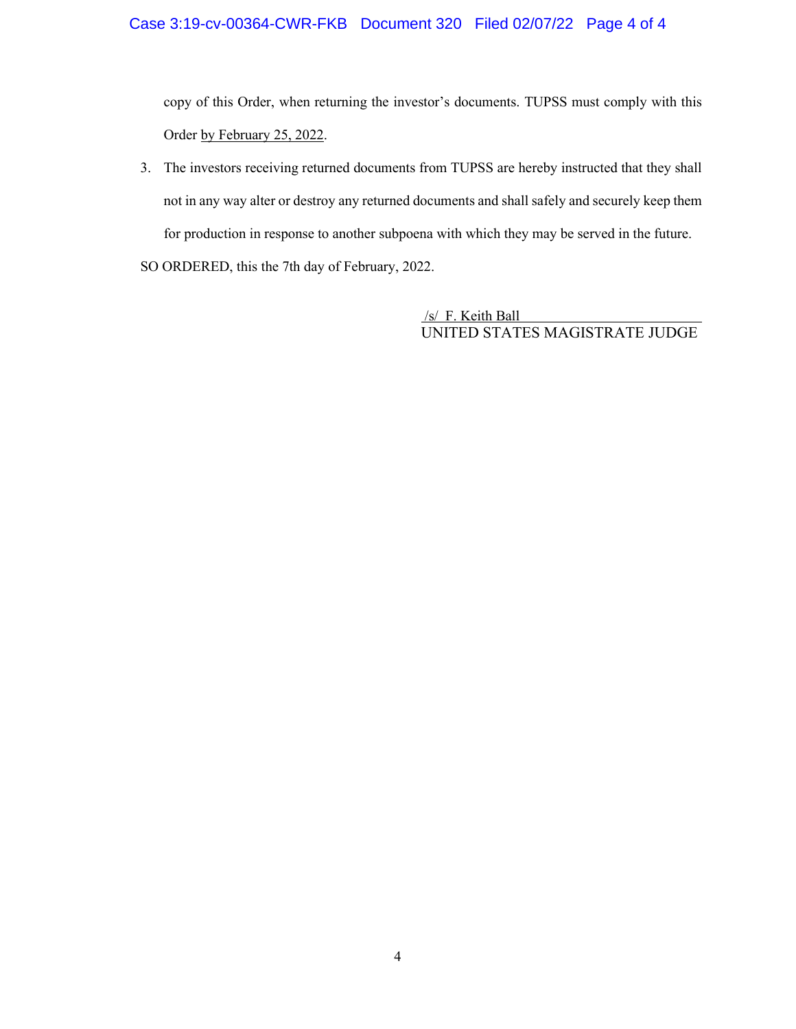copy of this Order, when returning the investor's documents. TUPSS must comply with this Order by February 25, 2022.

3. The investors receiving returned documents from TUPSS are hereby instructed that they shall not in any way alter or destroy any returned documents and shall safely and securely keep them for production in response to another subpoena with which they may be served in the future.

SO ORDERED, this the 7th day of February, 2022.

/s/ F. Keith Ball
UNITED STATES MAGISTRATE JUDGE